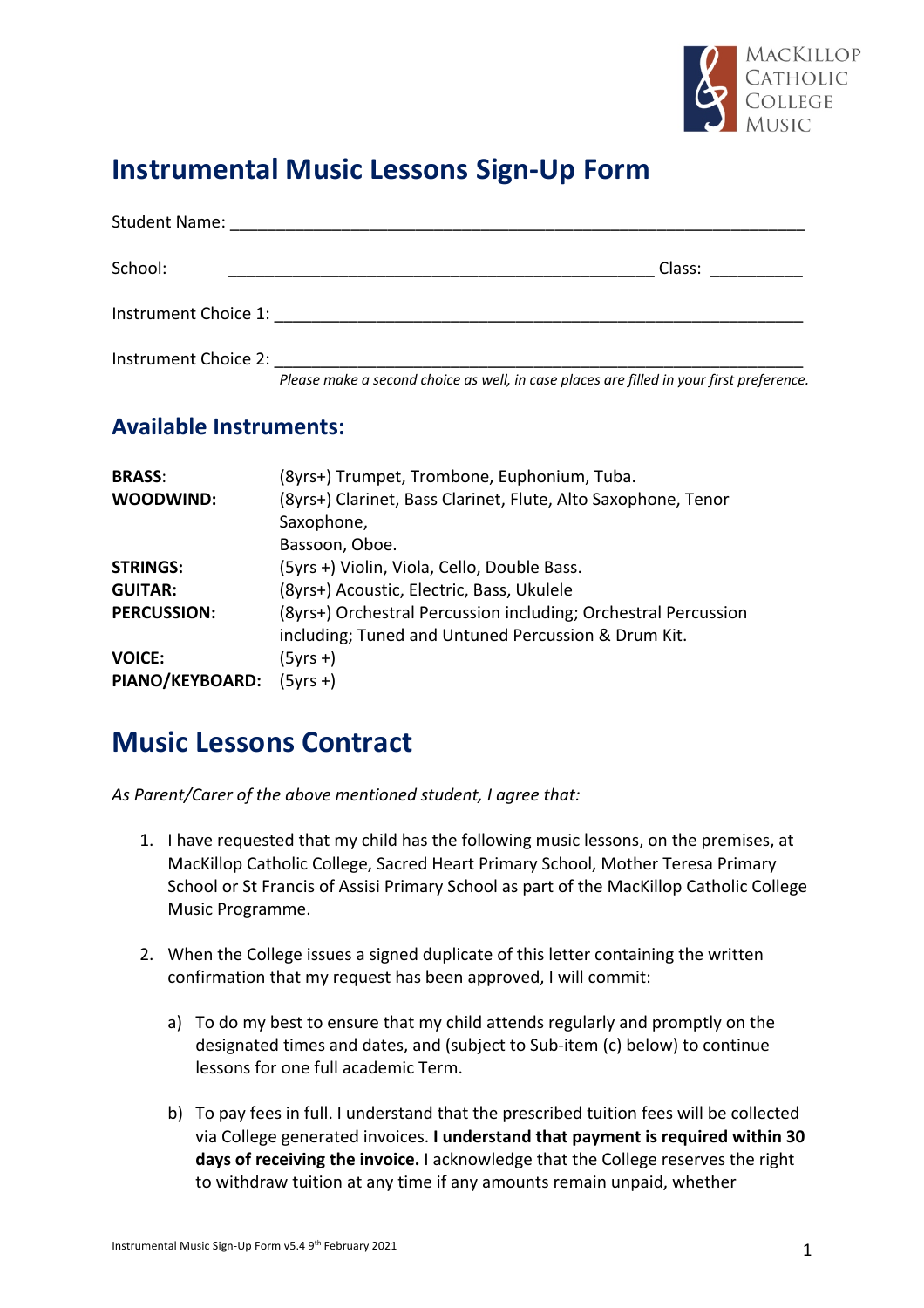MacKillop Catholic College Music

# Instrumental Music Lessons Sign-Up Form

Student Name: ______________________________________________________________

School: _____________________________________________ Class: __________

Instrument Choice 1: _________________________________________________________

Instrument Choice 2: _________________________________________________________

*Please make a second choice as well, in case places are filled in your first preference.*

## Available Instruments:

| | |
|---|---|
| **BRASS**: | (8yrs+) Trumpet, Trombone, Euphonium, Tuba. |
| **WOODWIND:** | (8yrs+) Clarinet, Bass Clarinet, Flute, Alto Saxophone, Tenor Saxophone, Bassoon, Oboe. |
| **STRINGS:** | (5yrs +) Violin, Viola, Cello, Double Bass. |
| **GUITAR:** | (8yrs+) Acoustic, Electric, Bass, Ukulele |
| **PERCUSSION:** | (8yrs+) Orchestral Percussion including; Orchestral Percussion including; Tuned and Untuned Percussion & Drum Kit. |
| **VOICE:** | (5yrs +) |
| **PIANO/KEYBOARD:** | (5yrs +) |

# Music Lessons Contract

*As Parent/Carer of the above mentioned student, I agree that:*

1. I have requested that my child has the following music lessons, on the premises, at MacKillop Catholic College, Sacred Heart Primary School, Mother Teresa Primary School or St Francis of Assisi Primary School as part of the MacKillop Catholic College Music Programme.

2. When the College issues a signed duplicate of this letter containing the written confirmation that my request has been approved, I will commit:

   a) To do my best to ensure that my child attends regularly and promptly on the designated times and dates, and (subject to Sub-item (c) below) to continue lessons for one full academic Term.

   b) To pay fees in full. I understand that the prescribed tuition fees will be collected via College generated invoices. **I understand that payment is required within 30 days of receiving the invoice.** I acknowledge that the College reserves the right to withdraw tuition at any time if any amounts remain unpaid, whether

Instrumental Music Sign-Up Form v5.4 9th February 2021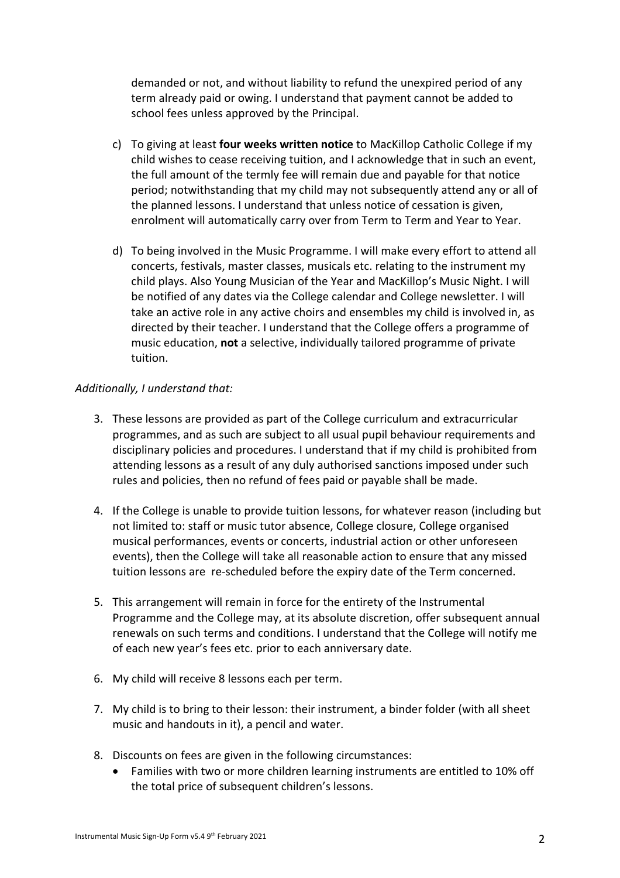demanded or not, and without liability to refund the unexpired period of any term already paid or owing. I understand that payment cannot be added to school fees unless approved by the Principal.

c) To giving at least **four weeks written notice** to MacKillop Catholic College if my child wishes to cease receiving tuition, and I acknowledge that in such an event, the full amount of the termly fee will remain due and payable for that notice period; notwithstanding that my child may not subsequently attend any or all of the planned lessons. I understand that unless notice of cessation is given, enrolment will automatically carry over from Term to Term and Year to Year.

d) To being involved in the Music Programme. I will make every effort to attend all concerts, festivals, master classes, musicals etc. relating to the instrument my child plays. Also Young Musician of the Year and MacKillop's Music Night. I will be notified of any dates via the College calendar and College newsletter. I will take an active role in any active choirs and ensembles my child is involved in, as directed by their teacher. I understand that the College offers a programme of music education, **not** a selective, individually tailored programme of private tuition.

*Additionally, I understand that:*

3. These lessons are provided as part of the College curriculum and extracurricular programmes, and as such are subject to all usual pupil behaviour requirements and disciplinary policies and procedures. I understand that if my child is prohibited from attending lessons as a result of any duly authorised sanctions imposed under such rules and policies, then no refund of fees paid or payable shall be made.

4. If the College is unable to provide tuition lessons, for whatever reason (including but not limited to: staff or music tutor absence, College closure, College organised musical performances, events or concerts, industrial action or other unforeseen events), then the College will take all reasonable action to ensure that any missed tuition lessons are re-scheduled before the expiry date of the Term concerned.

5. This arrangement will remain in force for the entirety of the Instrumental Programme and the College may, at its absolute discretion, offer subsequent annual renewals on such terms and conditions. I understand that the College will notify me of each new year's fees etc. prior to each anniversary date.

6. My child will receive 8 lessons each per term.

7. My child is to bring to their lesson: their instrument, a binder folder (with all sheet music and handouts in it), a pencil and water.

8. Discounts on fees are given in the following circumstances:
   - Families with two or more children learning instruments are entitled to 10% off the total price of subsequent children's lessons.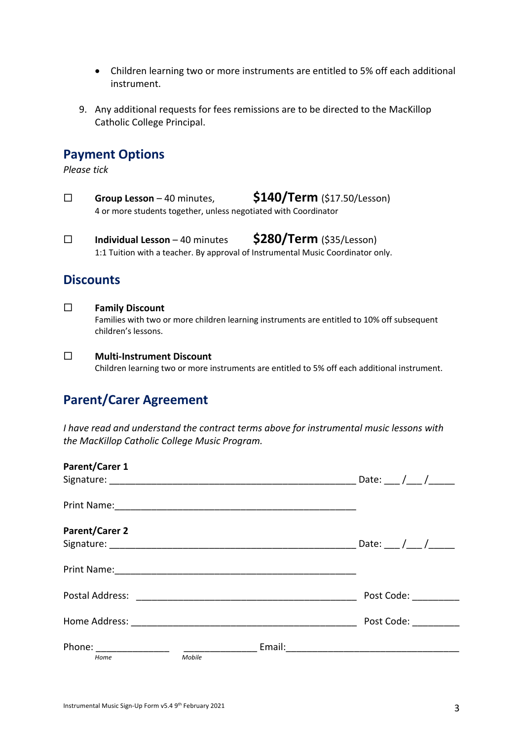- Children learning two or more instruments are entitled to 5% off each additional instrument.

9. Any additional requests for fees remissions are to be directed to the MacKillop Catholic College Principal.

## Payment Options

*Please tick*

☐ **Group Lesson** – 40 minutes, **$140/Term** ($17.50/Lesson)
4 or more students together, unless negotiated with Coordinator

☐ **Individual Lesson** – 40 minutes **$280/Term** ($35/Lesson)
1:1 Tuition with a teacher. By approval of Instrumental Music Coordinator only.

## Discounts

☐ **Family Discount**
Families with two or more children learning instruments are entitled to 10% off subsequent children's lessons.

☐ **Multi-Instrument Discount**
Children learning two or more instruments are entitled to 5% off each additional instrument.

## Parent/Carer Agreement

*I have read and understand the contract terms above for instrumental music lessons with the MacKillop Catholic College Music Program.*

**Parent/Carer 1**
Signature: ________________________________________________ Date: ___/___/_____

Print Name:_______________________________________________

**Parent/Carer 2**
Signature: ________________________________________________ Date: ___/___/_____

Print Name:_______________________________________________

Postal Address: ___________________________________________ Post Code: _________

Home Address: ____________________________________________ Post Code: _________

Phone: ______________ ______________ Email:_________________________________
*Home* *Mobile*

Instrumental Music Sign-Up Form v5.4 9th February 2021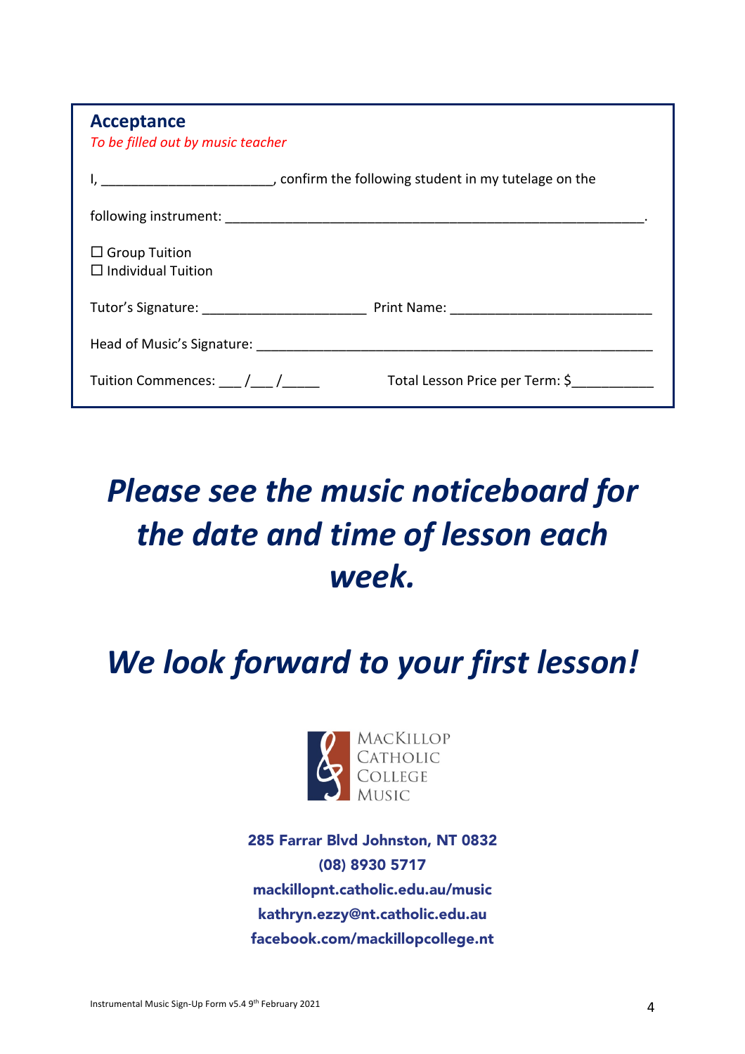## Acceptance

*To be filled out by music teacher*

I, ______________________, confirm the following student in my tutelage on the

following instrument: ________________________________________________________.

☐ Group Tuition
☐ Individual Tuition

Tutor's Signature: ______________________ Print Name: ___________________________

Head of Music's Signature: _____________________________________________________

Tuition Commences: ___ /___ /_____ Total Lesson Price per Term: $__________

# *Please see the music noticeboard for the date and time of lesson each week.*

# *We look forward to your first lesson!*

MacKillop Catholic College Music

**285 Farrar Blvd Johnston, NT 0832**
**(08) 8930 5717**
**mackillopnt.catholic.edu.au/music**
**kathryn.ezzy@nt.catholic.edu.au**
**facebook.com/mackillopcollege.nt**